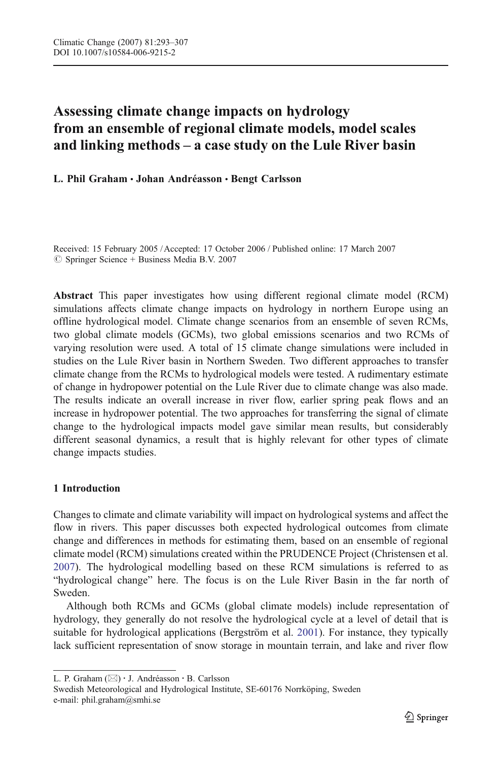# Assessing climate change impacts on hydrology from an ensemble of regional climate models, model scales and linking methods – a case study on the Lule River basin

**L. Phil Graham · Johan Andréasson · Bengt Carlsson**

Received: 15 February 2005 / Accepted: 17 October 2006 / Published online: 17 March 2007
© Springer Science + Business Media B.V. 2007

**Abstract** This paper investigates how using different regional climate model (RCM) simulations affects climate change impacts on hydrology in northern Europe using an offline hydrological model. Climate change scenarios from an ensemble of seven RCMs, two global climate models (GCMs), two global emissions scenarios and two RCMs of varying resolution were used. A total of 15 climate change simulations were included in studies on the Lule River basin in Northern Sweden. Two different approaches to transfer climate change from the RCMs to hydrological models were tested. A rudimentary estimate of change in hydropower potential on the Lule River due to climate change was also made. The results indicate an overall increase in river flow, earlier spring peak flows and an increase in hydropower potential. The two approaches for transferring the signal of climate change to the hydrological impacts model gave similar mean results, but considerably different seasonal dynamics, a result that is highly relevant for other types of climate change impacts studies.

## 1 Introduction

Changes to climate and climate variability will impact on hydrological systems and affect the flow in rivers. This paper discusses both expected hydrological outcomes from climate change and differences in methods for estimating them, based on an ensemble of regional climate model (RCM) simulations created within the PRUDENCE Project (Christensen et al. 2007). The hydrological modelling based on these RCM simulations is referred to as "hydrological change" here. The focus is on the Lule River Basin in the far north of Sweden.

Although both RCMs and GCMs (global climate models) include representation of hydrology, they generally do not resolve the hydrological cycle at a level of detail that is suitable for hydrological applications (Bergström et al. 2001). For instance, they typically lack sufficient representation of snow storage in mountain terrain, and lake and river flow

---

L. P. Graham (✉) · J. Andréasson · B. Carlsson
Swedish Meteorological and Hydrological Institute, SE-60176 Norrköping, Sweden
e-mail: phil.graham@smhi.se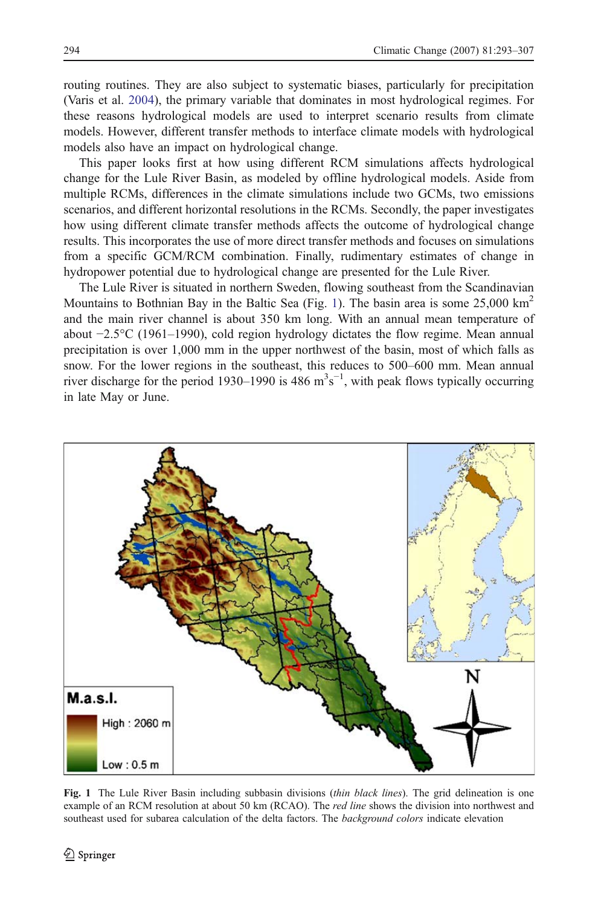routing routines. They are also subject to systematic biases, particularly for precipitation (Varis et al. 2004), the primary variable that dominates in most hydrological regimes. For these reasons hydrological models are used to interpret scenario results from climate models. However, different transfer methods to interface climate models with hydrological models also have an impact on hydrological change.

This paper looks first at how using different RCM simulations affects hydrological change for the Lule River Basin, as modeled by offline hydrological models. Aside from multiple RCMs, differences in the climate simulations include two GCMs, two emissions scenarios, and different horizontal resolutions in the RCMs. Secondly, the paper investigates how using different climate transfer methods affects the outcome of hydrological change results. This incorporates the use of more direct transfer methods and focuses on simulations from a specific GCM/RCM combination. Finally, rudimentary estimates of change in hydropower potential due to hydrological change are presented for the Lule River.

The Lule River is situated in northern Sweden, flowing southeast from the Scandinavian Mountains to Bothnian Bay in the Baltic Sea (Fig. 1). The basin area is some 25,000 km$^2$ and the main river channel is about 350 km long. With an annual mean temperature of about −2.5°C (1961–1990), cold region hydrology dictates the flow regime. Mean annual precipitation is over 1,000 mm in the upper northwest of the basin, most of which falls as snow. For the lower regions in the southeast, this reduces to 500–600 mm. Mean annual river discharge for the period 1930–1990 is 486 m$^3$s$^{-1}$, with peak flows typically occurring in late May or June.

**Fig. 1** The Lule River Basin including subbasin divisions (*thin black lines*). The grid delineation is one example of an RCM resolution at about 50 km (RCAO). The *red line* shows the division into northwest and southeast used for subarea calculation of the delta factors. The *background colors* indicate elevation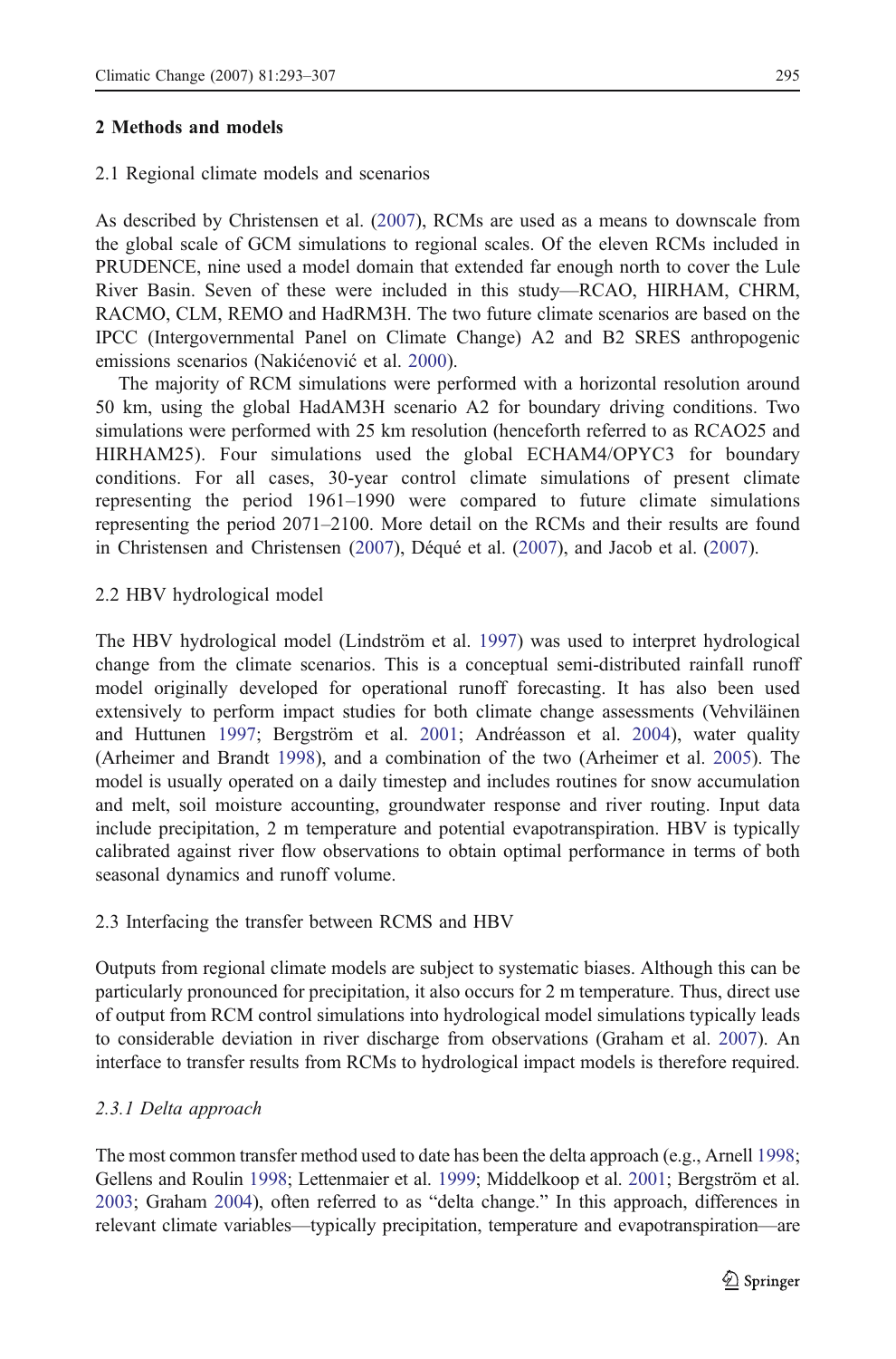## 2 Methods and models

### 2.1 Regional climate models and scenarios

As described by Christensen et al. (2007), RCMs are used as a means to downscale from the global scale of GCM simulations to regional scales. Of the eleven RCMs included in PRUDENCE, nine used a model domain that extended far enough north to cover the Lule River Basin. Seven of these were included in this study—RCAO, HIRHAM, CHRM, RACMO, CLM, REMO and HadRM3H. The two future climate scenarios are based on the IPCC (Intergovernmental Panel on Climate Change) A2 and B2 SRES anthropogenic emissions scenarios (Nakićenović et al. 2000).

The majority of RCM simulations were performed with a horizontal resolution around 50 km, using the global HadAM3H scenario A2 for boundary driving conditions. Two simulations were performed with 25 km resolution (henceforth referred to as RCAO25 and HIRHAM25). Four simulations used the global ECHAM4/OPYC3 for boundary conditions. For all cases, 30-year control climate simulations of present climate representing the period 1961–1990 were compared to future climate simulations representing the period 2071–2100. More detail on the RCMs and their results are found in Christensen and Christensen (2007), Déqué et al. (2007), and Jacob et al. (2007).

### 2.2 HBV hydrological model

The HBV hydrological model (Lindström et al. 1997) was used to interpret hydrological change from the climate scenarios. This is a conceptual semi-distributed rainfall runoff model originally developed for operational runoff forecasting. It has also been used extensively to perform impact studies for both climate change assessments (Vehviläinen and Huttunen 1997; Bergström et al. 2001; Andréasson et al. 2004), water quality (Arheimer and Brandt 1998), and a combination of the two (Arheimer et al. 2005). The model is usually operated on a daily timestep and includes routines for snow accumulation and melt, soil moisture accounting, groundwater response and river routing. Input data include precipitation, 2 m temperature and potential evapotranspiration. HBV is typically calibrated against river flow observations to obtain optimal performance in terms of both seasonal dynamics and runoff volume.

### 2.3 Interfacing the transfer between RCMS and HBV

Outputs from regional climate models are subject to systematic biases. Although this can be particularly pronounced for precipitation, it also occurs for 2 m temperature. Thus, direct use of output from RCM control simulations into hydrological model simulations typically leads to considerable deviation in river discharge from observations (Graham et al. 2007). An interface to transfer results from RCMs to hydrological impact models is therefore required.

#### *2.3.1 Delta approach*

The most common transfer method used to date has been the delta approach (e.g., Arnell 1998; Gellens and Roulin 1998; Lettenmaier et al. 1999; Middelkoop et al. 2001; Bergström et al. 2003; Graham 2004), often referred to as "delta change." In this approach, differences in relevant climate variables—typically precipitation, temperature and evapotranspiration—are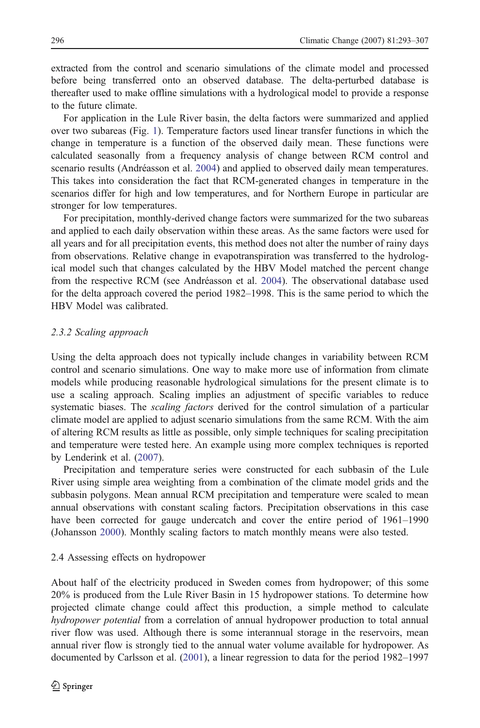extracted from the control and scenario simulations of the climate model and processed before being transferred onto an observed database. The delta-perturbed database is thereafter used to make offline simulations with a hydrological model to provide a response to the future climate.

For application in the Lule River basin, the delta factors were summarized and applied over two subareas (Fig. 1). Temperature factors used linear transfer functions in which the change in temperature is a function of the observed daily mean. These functions were calculated seasonally from a frequency analysis of change between RCM control and scenario results (Andréasson et al. 2004) and applied to observed daily mean temperatures. This takes into consideration the fact that RCM-generated changes in temperature in the scenarios differ for high and low temperatures, and for Northern Europe in particular are stronger for low temperatures.

For precipitation, monthly-derived change factors were summarized for the two subareas and applied to each daily observation within these areas. As the same factors were used for all years and for all precipitation events, this method does not alter the number of rainy days from observations. Relative change in evapotranspiration was transferred to the hydrological model such that changes calculated by the HBV Model matched the percent change from the respective RCM (see Andréasson et al. 2004). The observational database used for the delta approach covered the period 1982–1998. This is the same period to which the HBV Model was calibrated.

### 2.3.2 Scaling approach

Using the delta approach does not typically include changes in variability between RCM control and scenario simulations. One way to make more use of information from climate models while producing reasonable hydrological simulations for the present climate is to use a scaling approach. Scaling implies an adjustment of specific variables to reduce systematic biases. The *scaling factors* derived for the control simulation of a particular climate model are applied to adjust scenario simulations from the same RCM. With the aim of altering RCM results as little as possible, only simple techniques for scaling precipitation and temperature were tested here. An example using more complex techniques is reported by Lenderink et al. (2007).

Precipitation and temperature series were constructed for each subbasin of the Lule River using simple area weighting from a combination of the climate model grids and the subbasin polygons. Mean annual RCM precipitation and temperature were scaled to mean annual observations with constant scaling factors. Precipitation observations in this case have been corrected for gauge undercatch and cover the entire period of 1961–1990 (Johansson 2000). Monthly scaling factors to match monthly means were also tested.

## 2.4 Assessing effects on hydropower

About half of the electricity produced in Sweden comes from hydropower; of this some 20% is produced from the Lule River Basin in 15 hydropower stations. To determine how projected climate change could affect this production, a simple method to calculate *hydropower potential* from a correlation of annual hydropower production to total annual river flow was used. Although there is some interannual storage in the reservoirs, mean annual river flow is strongly tied to the annual water volume available for hydropower. As documented by Carlsson et al. (2001), a linear regression to data for the period 1982–1997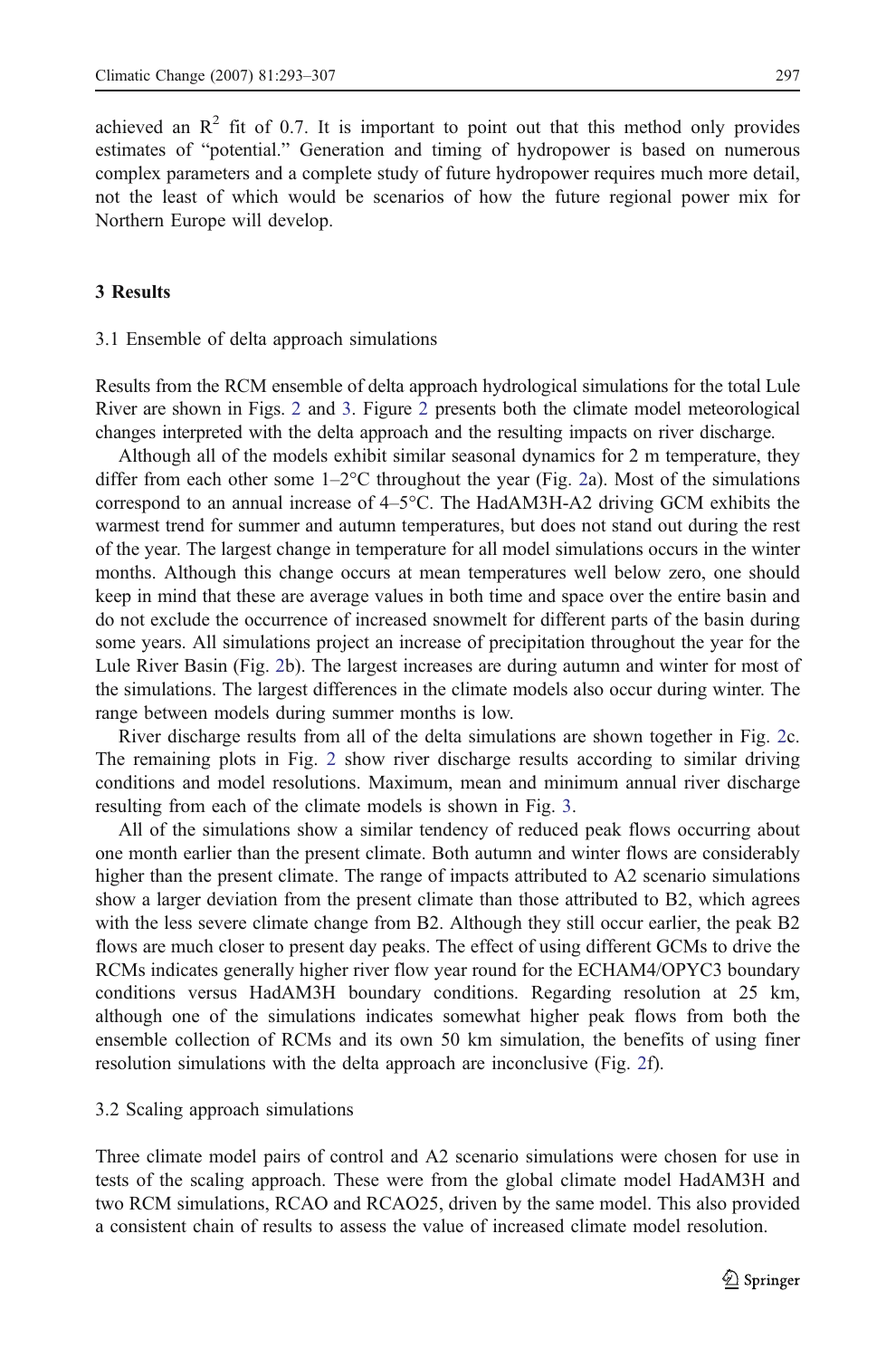achieved an $R^2$ fit of 0.7. It is important to point out that this method only provides estimates of "potential." Generation and timing of hydropower is based on numerous complex parameters and a complete study of future hydropower requires much more detail, not the least of which would be scenarios of how the future regional power mix for Northern Europe will develop.

## 3 Results

### 3.1 Ensemble of delta approach simulations

Results from the RCM ensemble of delta approach hydrological simulations for the total Lule River are shown in Figs. 2 and 3. Figure 2 presents both the climate model meteorological changes interpreted with the delta approach and the resulting impacts on river discharge.

Although all of the models exhibit similar seasonal dynamics for 2 m temperature, they differ from each other some 1–2°C throughout the year (Fig. 2a). Most of the simulations correspond to an annual increase of 4–5°C. The HadAM3H-A2 driving GCM exhibits the warmest trend for summer and autumn temperatures, but does not stand out during the rest of the year. The largest change in temperature for all model simulations occurs in the winter months. Although this change occurs at mean temperatures well below zero, one should keep in mind that these are average values in both time and space over the entire basin and do not exclude the occurrence of increased snowmelt for different parts of the basin during some years. All simulations project an increase of precipitation throughout the year for the Lule River Basin (Fig. 2b). The largest increases are during autumn and winter for most of the simulations. The largest differences in the climate models also occur during winter. The range between models during summer months is low.

River discharge results from all of the delta simulations are shown together in Fig. 2c. The remaining plots in Fig. 2 show river discharge results according to similar driving conditions and model resolutions. Maximum, mean and minimum annual river discharge resulting from each of the climate models is shown in Fig. 3.

All of the simulations show a similar tendency of reduced peak flows occurring about one month earlier than the present climate. Both autumn and winter flows are considerably higher than the present climate. The range of impacts attributed to A2 scenario simulations show a larger deviation from the present climate than those attributed to B2, which agrees with the less severe climate change from B2. Although they still occur earlier, the peak B2 flows are much closer to present day peaks. The effect of using different GCMs to drive the RCMs indicates generally higher river flow year round for the ECHAM4/OPYC3 boundary conditions versus HadAM3H boundary conditions. Regarding resolution at 25 km, although one of the simulations indicates somewhat higher peak flows from both the ensemble collection of RCMs and its own 50 km simulation, the benefits of using finer resolution simulations with the delta approach are inconclusive (Fig. 2f).

### 3.2 Scaling approach simulations

Three climate model pairs of control and A2 scenario simulations were chosen for use in tests of the scaling approach. These were from the global climate model HadAM3H and two RCM simulations, RCAO and RCAO25, driven by the same model. This also provided a consistent chain of results to assess the value of increased climate model resolution.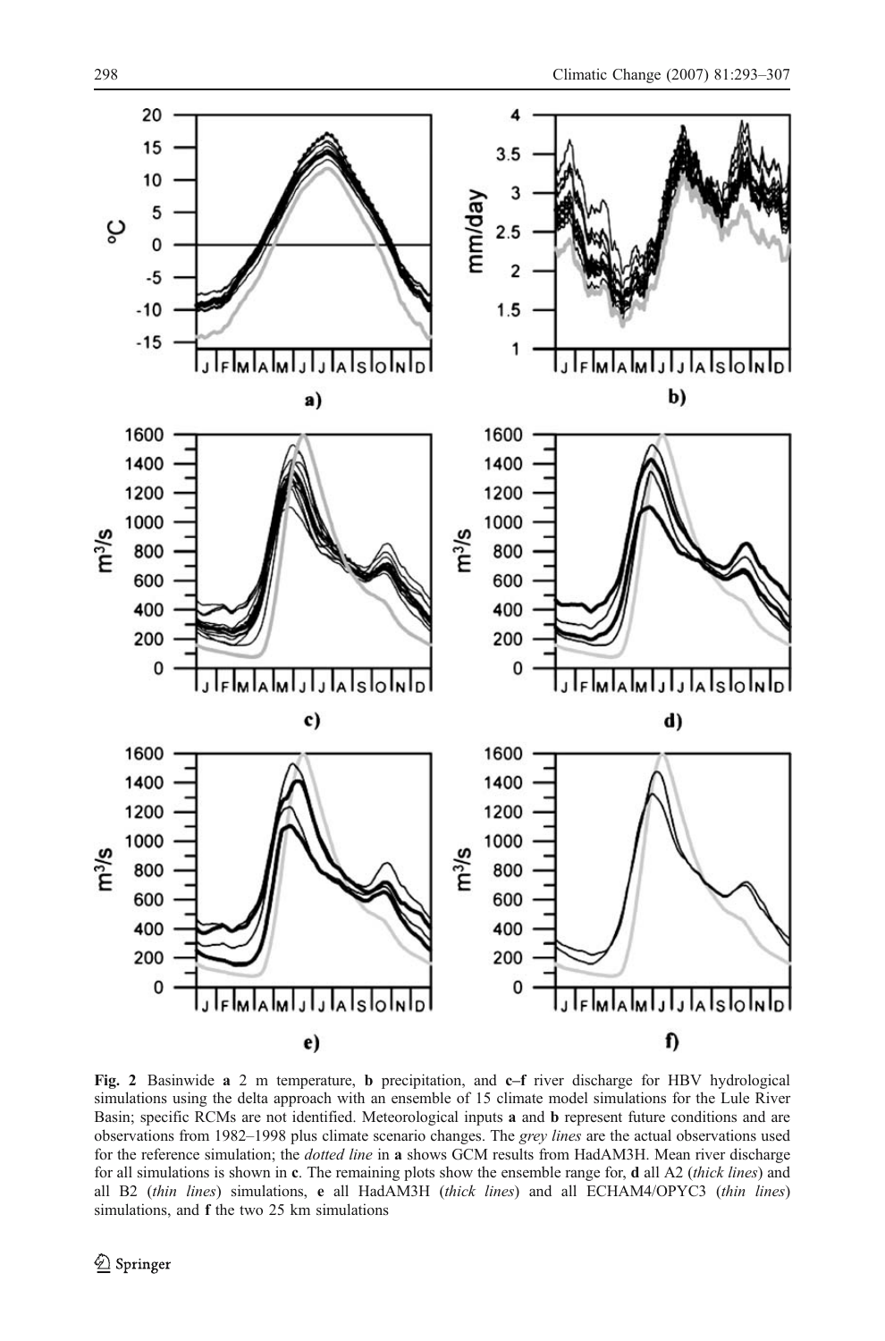**Fig. 2** Basinwide **a** 2 m temperature, **b** precipitation, and **c–f** river discharge for HBV hydrological simulations using the delta approach with an ensemble of 15 climate model simulations for the Lule River Basin; specific RCMs are not identified. Meteorological inputs **a** and **b** represent future conditions and are observations from 1982–1998 plus climate scenario changes. The *grey lines* are the actual observations used for the reference simulation; the *dotted line* in **a** shows GCM results from HadAM3H. Mean river discharge for all simulations is shown in **c**. The remaining plots show the ensemble range for, **d** all A2 (*thick lines*) and all B2 (*thin lines*) simulations, **e** all HadAM3H (*thick lines*) and all ECHAM4/OPYC3 (*thin lines*) simulations, and **f** the two 25 km simulations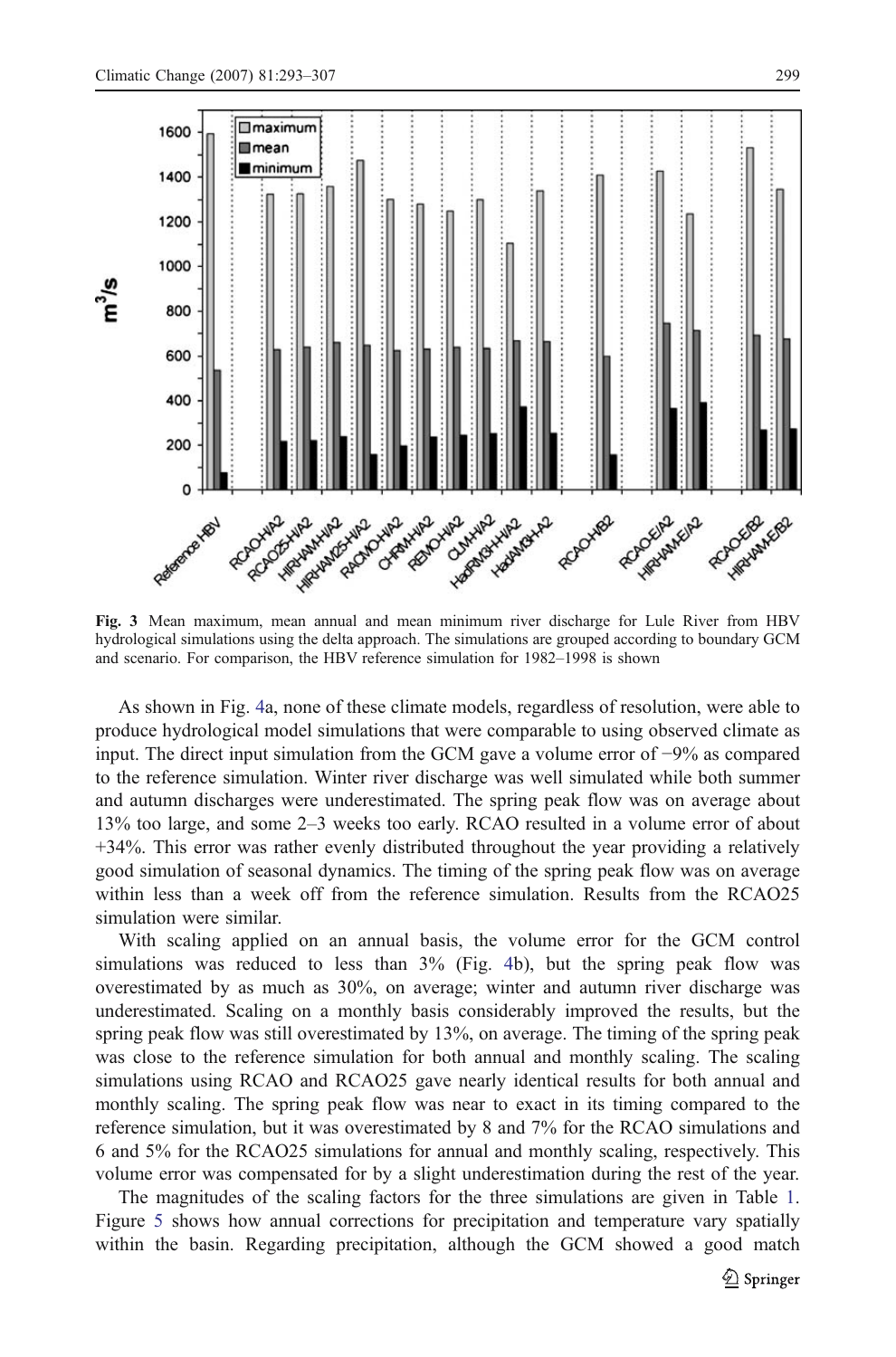**Fig. 3** Mean maximum, mean annual and mean minimum river discharge for Lule River from HBV hydrological simulations using the delta approach. The simulations are grouped according to boundary GCM and scenario. For comparison, the HBV reference simulation for 1982–1998 is shown

As shown in Fig. 4a, none of these climate models, regardless of resolution, were able to produce hydrological model simulations that were comparable to using observed climate as input. The direct input simulation from the GCM gave a volume error of −9% as compared to the reference simulation. Winter river discharge was well simulated while both summer and autumn discharges were underestimated. The spring peak flow was on average about 13% too large, and some 2–3 weeks too early. RCAO resulted in a volume error of about +34%. This error was rather evenly distributed throughout the year providing a relatively good simulation of seasonal dynamics. The timing of the spring peak flow was on average within less than a week off from the reference simulation. Results from the RCAO25 simulation were similar.

With scaling applied on an annual basis, the volume error for the GCM control simulations was reduced to less than 3% (Fig. 4b), but the spring peak flow was overestimated by as much as 30%, on average; winter and autumn river discharge was underestimated. Scaling on a monthly basis considerably improved the results, but the spring peak flow was still overestimated by 13%, on average. The timing of the spring peak was close to the reference simulation for both annual and monthly scaling. The scaling simulations using RCAO and RCAO25 gave nearly identical results for both annual and monthly scaling. The spring peak flow was near to exact in its timing compared to the reference simulation, but it was overestimated by 8 and 7% for the RCAO simulations and 6 and 5% for the RCAO25 simulations for annual and monthly scaling, respectively. This volume error was compensated for by a slight underestimation during the rest of the year.

The magnitudes of the scaling factors for the three simulations are given in Table 1. Figure 5 shows how annual corrections for precipitation and temperature vary spatially within the basin. Regarding precipitation, although the GCM showed a good match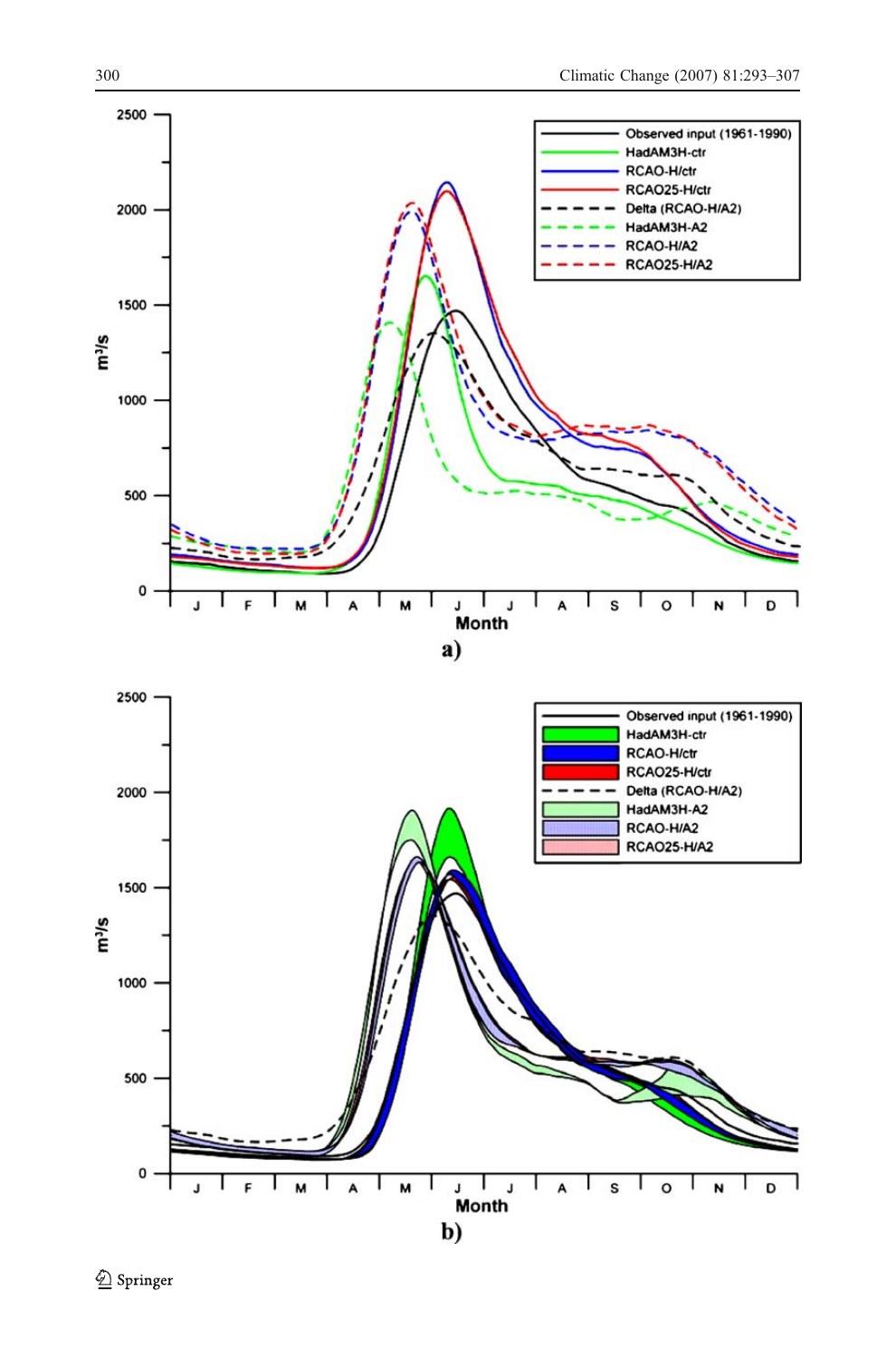a)

b)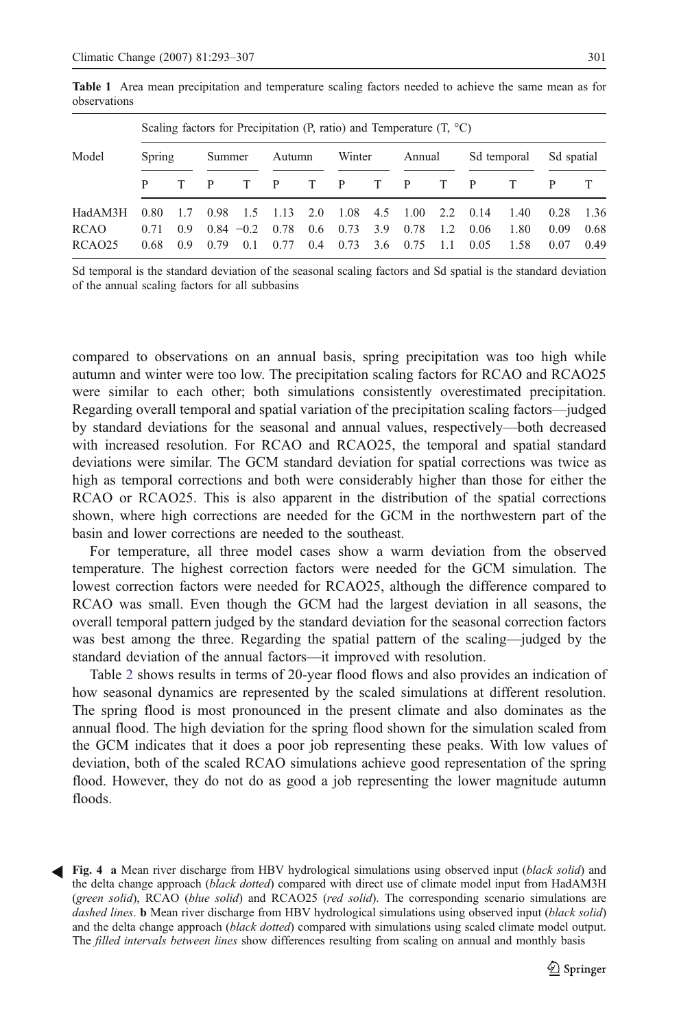**Table 1** Area mean precipitation and temperature scaling factors needed to achieve the same mean as for observations

| Model | Scaling factors for Precipitation (P, ratio) and Temperature (T, °C) | | | | | | | | | | | | | |
|---|---|---|---|---|---|---|---|---|---|---|---|---|---|---|
| | Spring | | Summer | | Autumn | | Winter | | Annual | | Sd temporal | | Sd spatial | |
| | P | T | P | T | P | T | P | T | P | T | P | T | P | T |
| HadAM3H | 0.80 | 1.7 | 0.98 | 1.5 | 1.13 | 2.0 | 1.08 | 4.5 | 1.00 | 2.2 | 0.14 | 1.40 | 0.28 | 1.36 |
| RCAO | 0.71 | 0.9 | 0.84 | −0.2 | 0.78 | 0.6 | 0.73 | 3.9 | 0.78 | 1.2 | 0.06 | 1.80 | 0.09 | 0.68 |
| RCAO25 | 0.68 | 0.9 | 0.79 | 0.1 | 0.77 | 0.4 | 0.73 | 3.6 | 0.75 | 1.1 | 0.05 | 1.58 | 0.07 | 0.49 |

Sd temporal is the standard deviation of the seasonal scaling factors and Sd spatial is the standard deviation of the annual scaling factors for all subbasins

compared to observations on an annual basis, spring precipitation was too high while autumn and winter were too low. The precipitation scaling factors for RCAO and RCAO25 were similar to each other; both simulations consistently overestimated precipitation. Regarding overall temporal and spatial variation of the precipitation scaling factors—judged by standard deviations for the seasonal and annual values, respectively—both decreased with increased resolution. For RCAO and RCAO25, the temporal and spatial standard deviations were similar. The GCM standard deviation for spatial corrections was twice as high as temporal corrections and both were considerably higher than those for either the RCAO or RCAO25. This is also apparent in the distribution of the spatial corrections shown, where high corrections are needed for the GCM in the northwestern part of the basin and lower corrections are needed to the southeast.

For temperature, all three model cases show a warm deviation from the observed temperature. The highest correction factors were needed for the GCM simulation. The lowest correction factors were needed for RCAO25, although the difference compared to RCAO was small. Even though the GCM had the largest deviation in all seasons, the overall temporal pattern judged by the standard deviation for the seasonal correction factors was best among the three. Regarding the spatial pattern of the scaling—judged by the standard deviation of the annual factors—it improved with resolution.

Table 2 shows results in terms of 20-year flood flows and also provides an indication of how seasonal dynamics are represented by the scaled simulations at different resolution. The spring flood is most pronounced in the present climate and also dominates as the annual flood. The high deviation for the spring flood shown for the simulation scaled from the GCM indicates that it does a poor job representing these peaks. With low values of deviation, both of the scaled RCAO simulations achieve good representation of the spring flood. However, they do not do as good a job representing the lower magnitude autumn floods.

**Fig. 4** **a** Mean river discharge from HBV hydrological simulations using observed input (*black solid*) and the delta change approach (*black dotted*) compared with direct use of climate model input from HadAM3H (*green solid*), RCAO (*blue solid*) and RCAO25 (*red solid*). The corresponding scenario simulations are *dashed lines*. **b** Mean river discharge from HBV hydrological simulations using observed input (*black solid*) and the delta change approach (*black dotted*) compared with simulations using scaled climate model output. The *filled intervals between lines* show differences resulting from scaling on annual and monthly basis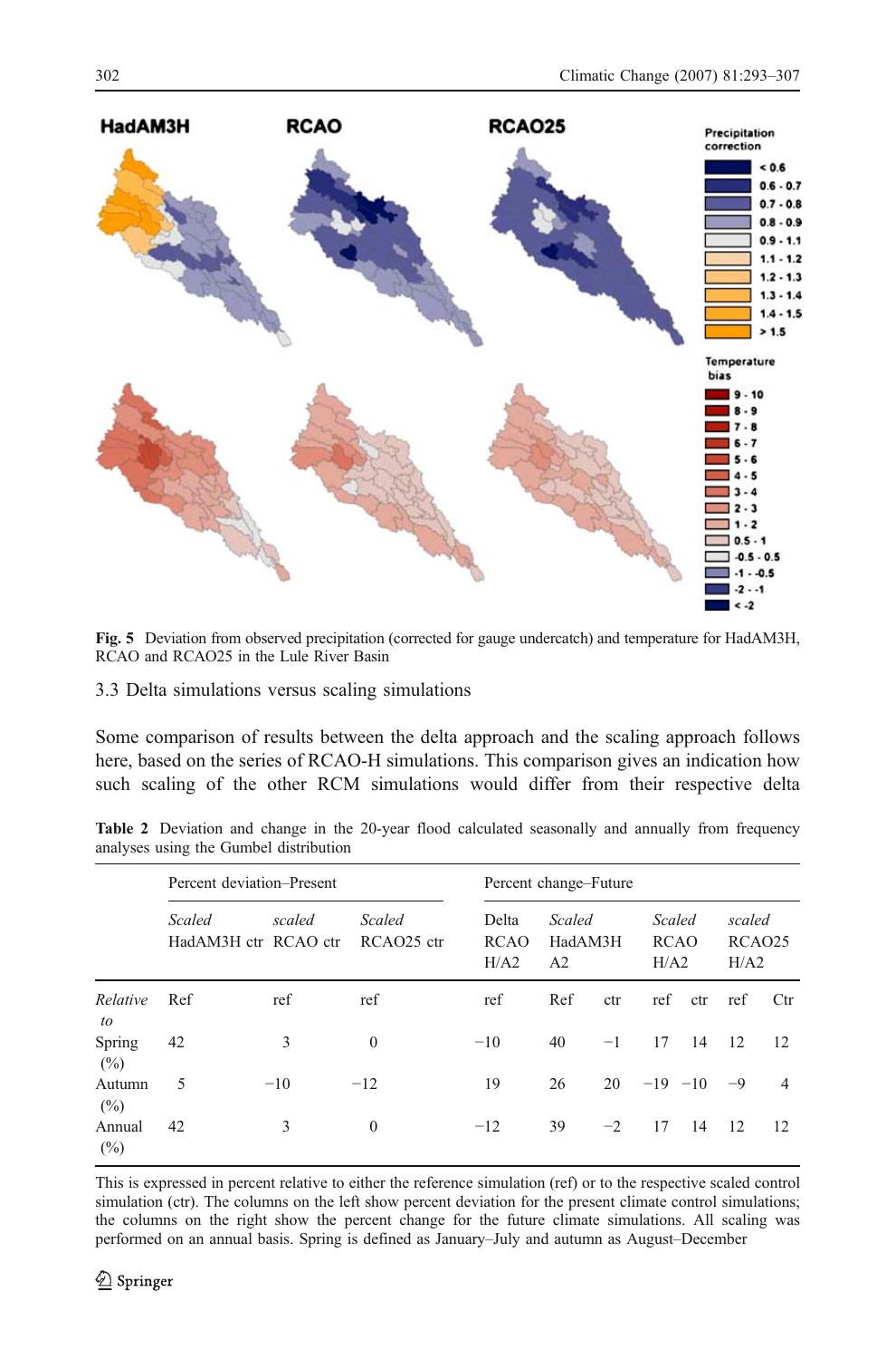**Fig. 5** Deviation from observed precipitation (corrected for gauge undercatch) and temperature for HadAM3H, RCAO and RCAO25 in the Lule River Basin

### 3.3 Delta simulations versus scaling simulations

Some comparison of results between the delta approach and the scaling approach follows here, based on the series of RCAO-H simulations. This comparison gives an indication how such scaling of the other RCM simulations would differ from their respective delta

**Table 2** Deviation and change in the 20-year flood calculated seasonally and annually from frequency analyses using the Gumbel distribution

| | Percent deviation–Present | | | Percent change–Future | | | | | | |
|---|---|---|---|---|---|---|---|---|---|---|
| | *Scaled* HadAM3H ctr | *scaled* RCAO ctr | *Scaled* RCAO25 ctr | Delta RCAO H/A2 | *Scaled* HadAM3H A2 | | *Scaled* RCAO H/A2 | | *scaled* RCAO25 H/A2 | |
| *Relative to* | Ref | ref | ref | ref | Ref | ctr | ref | ctr | ref | Ctr |
| Spring (%) | 42 | 3 | 0 | −10 | 40 | −1 | 17 | 14 | 12 | 12 |
| Autumn (%) | 5 | −10 | −12 | 19 | 26 | 20 | −19 | −10 | −9 | 4 |
| Annual (%) | 42 | 3 | 0 | −12 | 39 | −2 | 17 | 14 | 12 | 12 |

This is expressed in percent relative to either the reference simulation (ref) or to the respective scaled control simulation (ctr). The columns on the left show percent deviation for the present climate control simulations; the columns on the right show the percent change for the future climate simulations. All scaling was performed on an annual basis. Spring is defined as January–July and autumn as August–December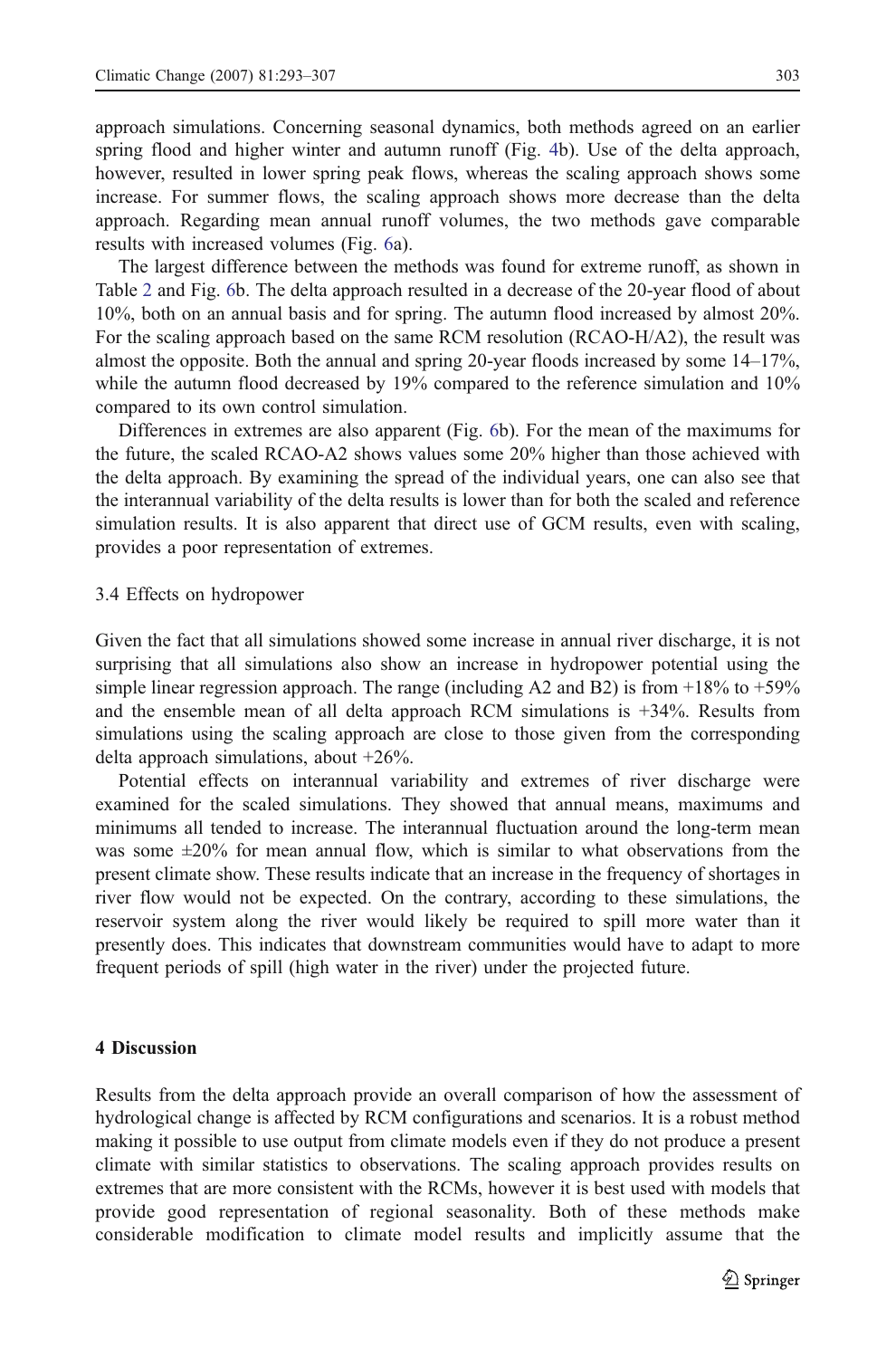approach simulations. Concerning seasonal dynamics, both methods agreed on an earlier spring flood and higher winter and autumn runoff (Fig. 4b). Use of the delta approach, however, resulted in lower spring peak flows, whereas the scaling approach shows some increase. For summer flows, the scaling approach shows more decrease than the delta approach. Regarding mean annual runoff volumes, the two methods gave comparable results with increased volumes (Fig. 6a).

The largest difference between the methods was found for extreme runoff, as shown in Table 2 and Fig. 6b. The delta approach resulted in a decrease of the 20-year flood of about 10%, both on an annual basis and for spring. The autumn flood increased by almost 20%. For the scaling approach based on the same RCM resolution (RCAO-H/A2), the result was almost the opposite. Both the annual and spring 20-year floods increased by some 14–17%, while the autumn flood decreased by 19% compared to the reference simulation and 10% compared to its own control simulation.

Differences in extremes are also apparent (Fig. 6b). For the mean of the maximums for the future, the scaled RCAO-A2 shows values some 20% higher than those achieved with the delta approach. By examining the spread of the individual years, one can also see that the interannual variability of the delta results is lower than for both the scaled and reference simulation results. It is also apparent that direct use of GCM results, even with scaling, provides a poor representation of extremes.

### 3.4 Effects on hydropower

Given the fact that all simulations showed some increase in annual river discharge, it is not surprising that all simulations also show an increase in hydropower potential using the simple linear regression approach. The range (including A2 and B2) is from +18% to +59% and the ensemble mean of all delta approach RCM simulations is +34%. Results from simulations using the scaling approach are close to those given from the corresponding delta approach simulations, about +26%.

Potential effects on interannual variability and extremes of river discharge were examined for the scaled simulations. They showed that annual means, maximums and minimums all tended to increase. The interannual fluctuation around the long-term mean was some ±20% for mean annual flow, which is similar to what observations from the present climate show. These results indicate that an increase in the frequency of shortages in river flow would not be expected. On the contrary, according to these simulations, the reservoir system along the river would likely be required to spill more water than it presently does. This indicates that downstream communities would have to adapt to more frequent periods of spill (high water in the river) under the projected future.

## 4 Discussion

Results from the delta approach provide an overall comparison of how the assessment of hydrological change is affected by RCM configurations and scenarios. It is a robust method making it possible to use output from climate models even if they do not produce a present climate with similar statistics to observations. The scaling approach provides results on extremes that are more consistent with the RCMs, however it is best used with models that provide good representation of regional seasonality. Both of these methods make considerable modification to climate model results and implicitly assume that the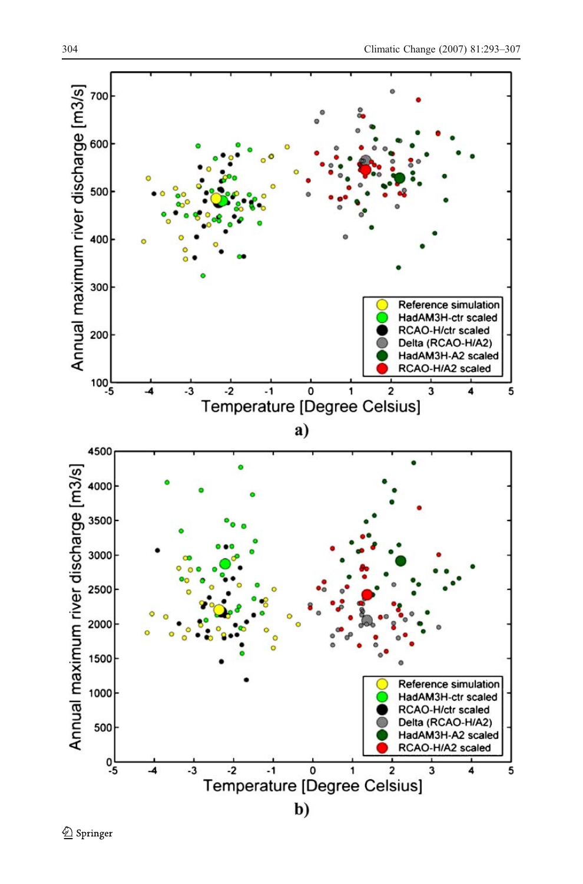a)

b)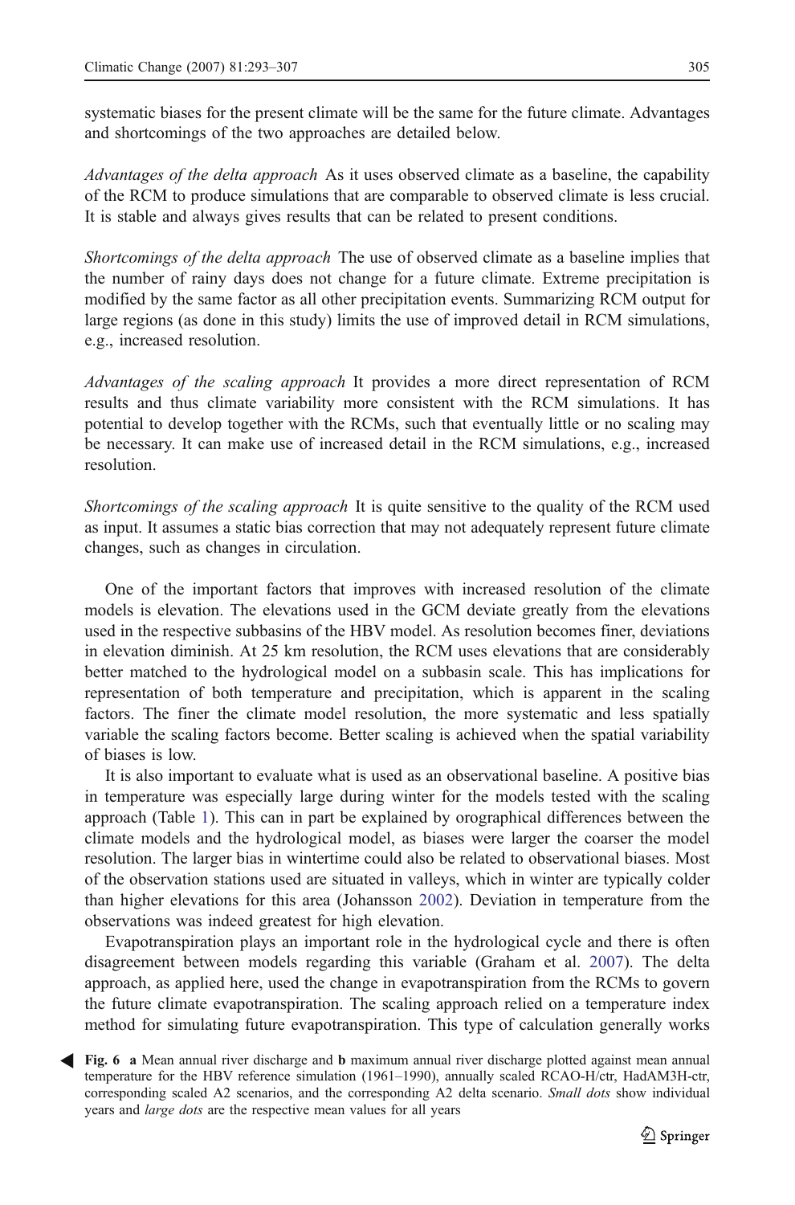systematic biases for the present climate will be the same for the future climate. Advantages and shortcomings of the two approaches are detailed below.

*Advantages of the delta approach* As it uses observed climate as a baseline, the capability of the RCM to produce simulations that are comparable to observed climate is less crucial. It is stable and always gives results that can be related to present conditions.

*Shortcomings of the delta approach* The use of observed climate as a baseline implies that the number of rainy days does not change for a future climate. Extreme precipitation is modified by the same factor as all other precipitation events. Summarizing RCM output for large regions (as done in this study) limits the use of improved detail in RCM simulations, e.g., increased resolution.

*Advantages of the scaling approach* It provides a more direct representation of RCM results and thus climate variability more consistent with the RCM simulations. It has potential to develop together with the RCMs, such that eventually little or no scaling may be necessary. It can make use of increased detail in the RCM simulations, e.g., increased resolution.

*Shortcomings of the scaling approach* It is quite sensitive to the quality of the RCM used as input. It assumes a static bias correction that may not adequately represent future climate changes, such as changes in circulation.

One of the important factors that improves with increased resolution of the climate models is elevation. The elevations used in the GCM deviate greatly from the elevations used in the respective subbasins of the HBV model. As resolution becomes finer, deviations in elevation diminish. At 25 km resolution, the RCM uses elevations that are considerably better matched to the hydrological model on a subbasin scale. This has implications for representation of both temperature and precipitation, which is apparent in the scaling factors. The finer the climate model resolution, the more systematic and less spatially variable the scaling factors become. Better scaling is achieved when the spatial variability of biases is low.

It is also important to evaluate what is used as an observational baseline. A positive bias in temperature was especially large during winter for the models tested with the scaling approach (Table 1). This can in part be explained by orographical differences between the climate models and the hydrological model, as biases were larger the coarser the model resolution. The larger bias in wintertime could also be related to observational biases. Most of the observation stations used are situated in valleys, which in winter are typically colder than higher elevations for this area (Johansson 2002). Deviation in temperature from the observations was indeed greatest for high elevation.

Evapotranspiration plays an important role in the hydrological cycle and there is often disagreement between models regarding this variable (Graham et al. 2007). The delta approach, as applied here, used the change in evapotranspiration from the RCMs to govern the future climate evapotranspiration. The scaling approach relied on a temperature index method for simulating future evapotranspiration. This type of calculation generally works

**Fig. 6** **a** Mean annual river discharge and **b** maximum annual river discharge plotted against mean annual temperature for the HBV reference simulation (1961–1990), annually scaled RCAO-H/ctr, HadAM3H-ctr, corresponding scaled A2 scenarios, and the corresponding A2 delta scenario. *Small dots* show individual years and *large dots* are the respective mean values for all years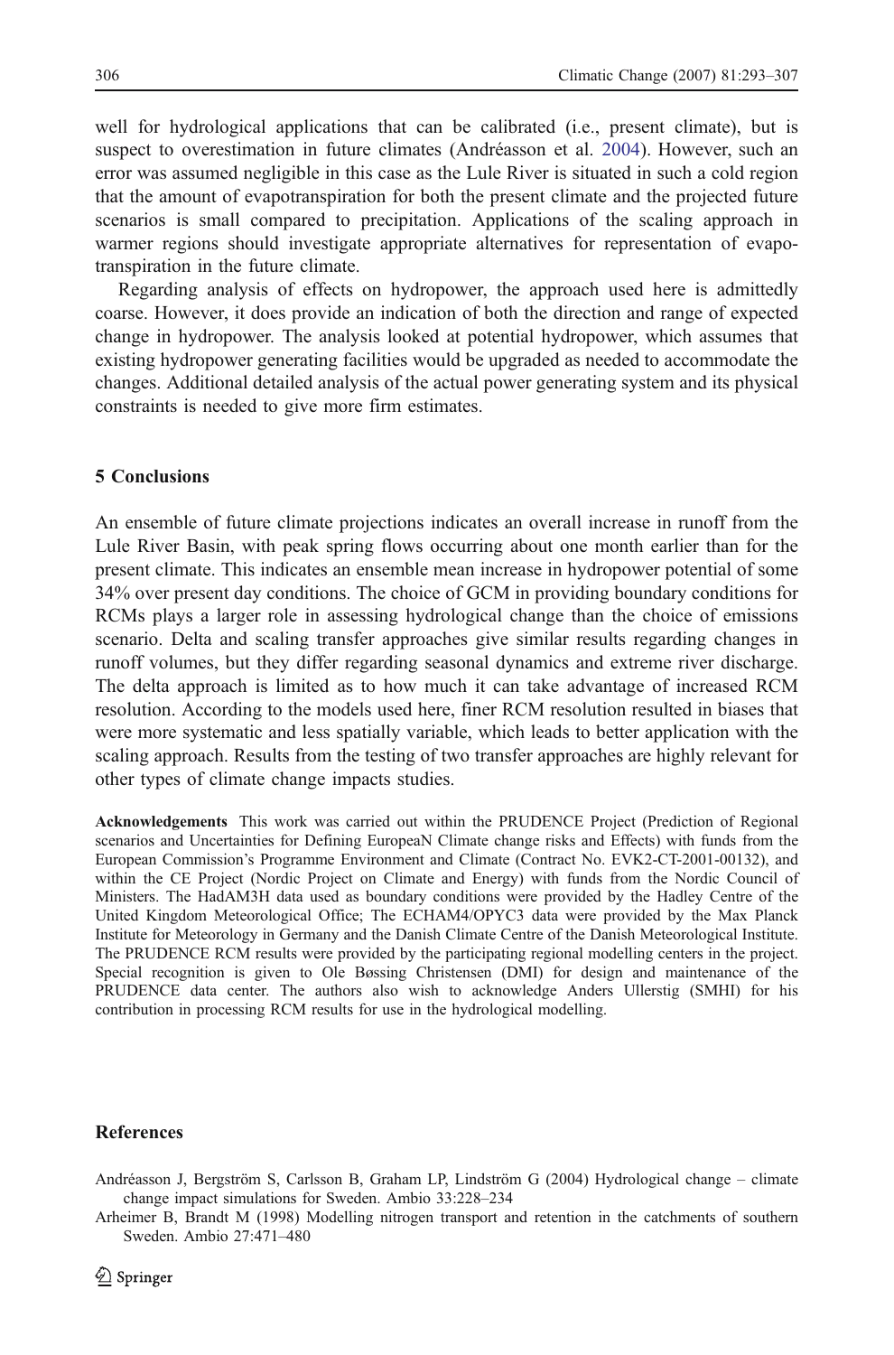well for hydrological applications that can be calibrated (i.e., present climate), but is suspect to overestimation in future climates (Andréasson et al. 2004). However, such an error was assumed negligible in this case as the Lule River is situated in such a cold region that the amount of evapotranspiration for both the present climate and the projected future scenarios is small compared to precipitation. Applications of the scaling approach in warmer regions should investigate appropriate alternatives for representation of evapotranspiration in the future climate.

Regarding analysis of effects on hydropower, the approach used here is admittedly coarse. However, it does provide an indication of both the direction and range of expected change in hydropower. The analysis looked at potential hydropower, which assumes that existing hydropower generating facilities would be upgraded as needed to accommodate the changes. Additional detailed analysis of the actual power generating system and its physical constraints is needed to give more firm estimates.

## 5 Conclusions

An ensemble of future climate projections indicates an overall increase in runoff from the Lule River Basin, with peak spring flows occurring about one month earlier than for the present climate. This indicates an ensemble mean increase in hydropower potential of some 34% over present day conditions. The choice of GCM in providing boundary conditions for RCMs plays a larger role in assessing hydrological change than the choice of emissions scenario. Delta and scaling transfer approaches give similar results regarding changes in runoff volumes, but they differ regarding seasonal dynamics and extreme river discharge. The delta approach is limited as to how much it can take advantage of increased RCM resolution. According to the models used here, finer RCM resolution resulted in biases that were more systematic and less spatially variable, which leads to better application with the scaling approach. Results from the testing of two transfer approaches are highly relevant for other types of climate change impacts studies.

**Acknowledgements** This work was carried out within the PRUDENCE Project (Prediction of Regional scenarios and Uncertainties for Defining EuropeaN Climate change risks and Effects) with funds from the European Commission's Programme Environment and Climate (Contract No. EVK2-CT-2001-00132), and within the CE Project (Nordic Project on Climate and Energy) with funds from the Nordic Council of Ministers. The HadAM3H data used as boundary conditions were provided by the Hadley Centre of the United Kingdom Meteorological Office; The ECHAM4/OPYC3 data were provided by the Max Planck Institute for Meteorology in Germany and the Danish Climate Centre of the Danish Meteorological Institute. The PRUDENCE RCM results were provided by the participating regional modelling centers in the project. Special recognition is given to Ole Bøssing Christensen (DMI) for design and maintenance of the PRUDENCE data center. The authors also wish to acknowledge Anders Ullerstig (SMHI) for his contribution in processing RCM results for use in the hydrological modelling.

## References

Andréasson J, Bergström S, Carlsson B, Graham LP, Lindström G (2004) Hydrological change – climate change impact simulations for Sweden. Ambio 33:228–234

Arheimer B, Brandt M (1998) Modelling nitrogen transport and retention in the catchments of southern Sweden. Ambio 27:471–480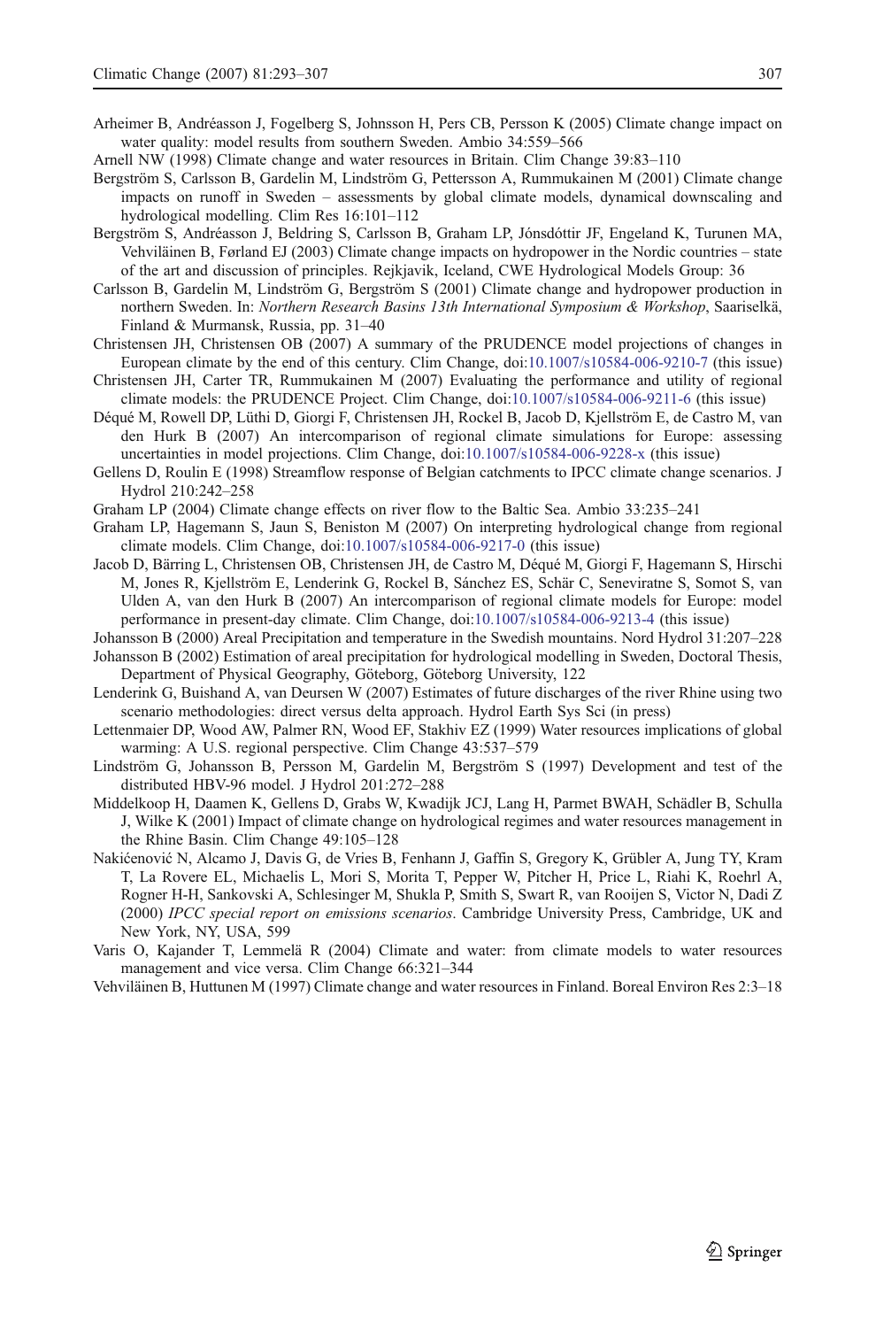Arheimer B, Andréasson J, Fogelberg S, Johnsson H, Pers CB, Persson K (2005) Climate change impact on water quality: model results from southern Sweden. Ambio 34:559–566

Arnell NW (1998) Climate change and water resources in Britain. Clim Change 39:83–110

Bergström S, Carlsson B, Gardelin M, Lindström G, Pettersson A, Rummukainen M (2001) Climate change impacts on runoff in Sweden – assessments by global climate models, dynamical downscaling and hydrological modelling. Clim Res 16:101–112

Bergström S, Andréasson J, Beldring S, Carlsson B, Graham LP, Jónsdóttir JF, Engeland K, Turunen MA, Vehviläinen B, Førland EJ (2003) Climate change impacts on hydropower in the Nordic countries – state of the art and discussion of principles. Rejkjavik, Iceland, CWE Hydrological Models Group: 36

Carlsson B, Gardelin M, Lindström G, Bergström S (2001) Climate change and hydropower production in northern Sweden. In: *Northern Research Basins 13th International Symposium & Workshop*, Saariselkä, Finland & Murmansk, Russia, pp. 31–40

Christensen JH, Christensen OB (2007) A summary of the PRUDENCE model projections of changes in European climate by the end of this century. Clim Change, doi:10.1007/s10584-006-9210-7 (this issue)

Christensen JH, Carter TR, Rummukainen M (2007) Evaluating the performance and utility of regional climate models: the PRUDENCE Project. Clim Change, doi:10.1007/s10584-006-9211-6 (this issue)

Déqué M, Rowell DP, Lüthi D, Giorgi F, Christensen JH, Rockel B, Jacob D, Kjellström E, de Castro M, van den Hurk B (2007) An intercomparison of regional climate simulations for Europe: assessing uncertainties in model projections. Clim Change, doi:10.1007/s10584-006-9228-x (this issue)

Gellens D, Roulin E (1998) Streamflow response of Belgian catchments to IPCC climate change scenarios. J Hydrol 210:242–258

Graham LP (2004) Climate change effects on river flow to the Baltic Sea. Ambio 33:235–241

Graham LP, Hagemann S, Jaun S, Beniston M (2007) On interpreting hydrological change from regional climate models. Clim Change, doi:10.1007/s10584-006-9217-0 (this issue)

Jacob D, Bärring L, Christensen OB, Christensen JH, de Castro M, Déqué M, Giorgi F, Hagemann S, Hirschi M, Jones R, Kjellström E, Lenderink G, Rockel B, Sánchez ES, Schär C, Seneviratne S, Somot S, van Ulden A, van den Hurk B (2007) An intercomparison of regional climate models for Europe: model performance in present-day climate. Clim Change, doi:10.1007/s10584-006-9213-4 (this issue)

Johansson B (2000) Areal Precipitation and temperature in the Swedish mountains. Nord Hydrol 31:207–228

Johansson B (2002) Estimation of areal precipitation for hydrological modelling in Sweden, Doctoral Thesis, Department of Physical Geography, Göteborg, Göteborg University, 122

Lenderink G, Buishand A, van Deursen W (2007) Estimates of future discharges of the river Rhine using two scenario methodologies: direct versus delta approach. Hydrol Earth Sys Sci (in press)

Lettenmaier DP, Wood AW, Palmer RN, Wood EF, Stakhiv EZ (1999) Water resources implications of global warming: A U.S. regional perspective. Clim Change 43:537–579

Lindström G, Johansson B, Persson M, Gardelin M, Bergström S (1997) Development and test of the distributed HBV-96 model. J Hydrol 201:272–288

Middelkoop H, Daamen K, Gellens D, Grabs W, Kwadijk JCJ, Lang H, Parmet BWAH, Schädler B, Schulla J, Wilke K (2001) Impact of climate change on hydrological regimes and water resources management in the Rhine Basin. Clim Change 49:105–128

Nakićenović N, Alcamo J, Davis G, de Vries B, Fenhann J, Gaffin S, Gregory K, Grübler A, Jung TY, Kram T, La Rovere EL, Michaelis L, Mori S, Morita T, Pepper W, Pitcher H, Price L, Riahi K, Roehrl A, Rogner H-H, Sankovski A, Schlesinger M, Shukla P, Smith S, Swart R, van Rooijen S, Victor N, Dadi Z (2000) *IPCC special report on emissions scenarios*. Cambridge University Press, Cambridge, UK and New York, NY, USA, 599

Varis O, Kajander T, Lemmelä R (2004) Climate and water: from climate models to water resources management and vice versa. Clim Change 66:321–344

Vehviläinen B, Huttunen M (1997) Climate change and water resources in Finland. Boreal Environ Res 2:3–18